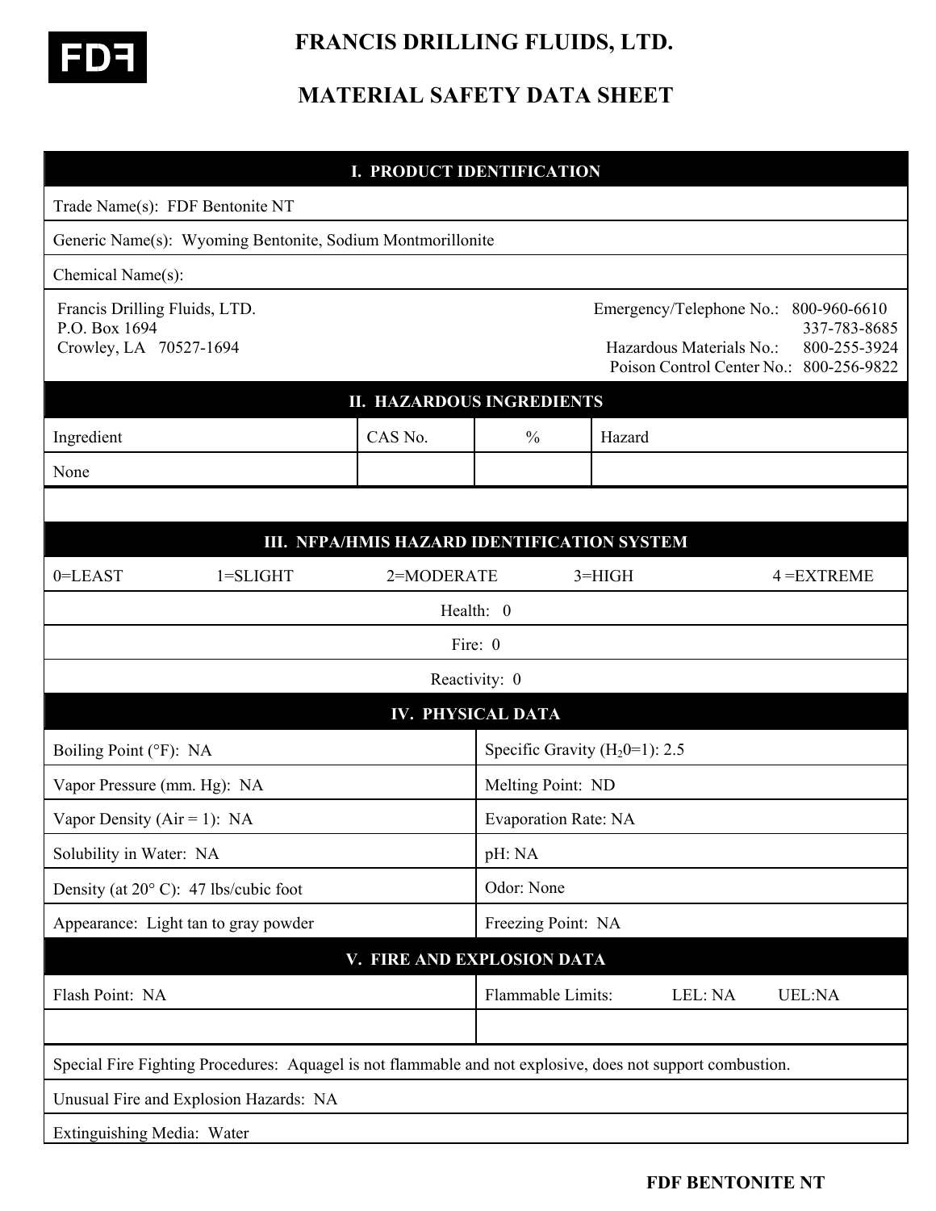# FRANCIS DRILLING FLUIDS, LTD.

# MATERIAL SAFETY DATA SHEET

## I. PRODUCT IDENTIFICATION

Trade Name(s): FDF Bentonite NT

Generic Name(s): Wyoming Bentonite, Sodium Montmorillonite

Chemical Name(s):

Francis Drilling Fluids, LTD.
P.O. Box 1694
Crowley, LA 70527-1694

Emergency/Telephone No.: 800-960-6610
337-783-8685
Hazardous Materials No.: 800-255-3924
Poison Control Center No.: 800-256-9822

## II. HAZARDOUS INGREDIENTS

| Ingredient | CAS No. | % | Hazard |
|---|---|---|---|
| None | | | |

## III. NFPA/HMIS HAZARD IDENTIFICATION SYSTEM

0=LEAST 1=SLIGHT 2=MODERATE 3=HIGH 4 =EXTREME

Health: 0

Fire: 0

Reactivity: 0

## IV. PHYSICAL DATA

| | |
|---|---|
| Boiling Point (°F): NA | Specific Gravity ($H_20$=1): 2.5 |
| Vapor Pressure (mm. Hg): NA | Melting Point: ND |
| Vapor Density (Air = 1): NA | Evaporation Rate: NA |
| Solubility in Water: NA | pH: NA |
| Density (at 20° C): 47 lbs/cubic foot | Odor: None |
| Appearance: Light tan to gray powder | Freezing Point: NA |

## V. FIRE AND EXPLOSION DATA

| | |
|---|---|
| Flash Point: NA | Flammable Limits: LEL: NA UEL:NA |

Special Fire Fighting Procedures: Aquagel is not flammable and not explosive, does not support combustion.

Unusual Fire and Explosion Hazards: NA

Extinguishing Media: Water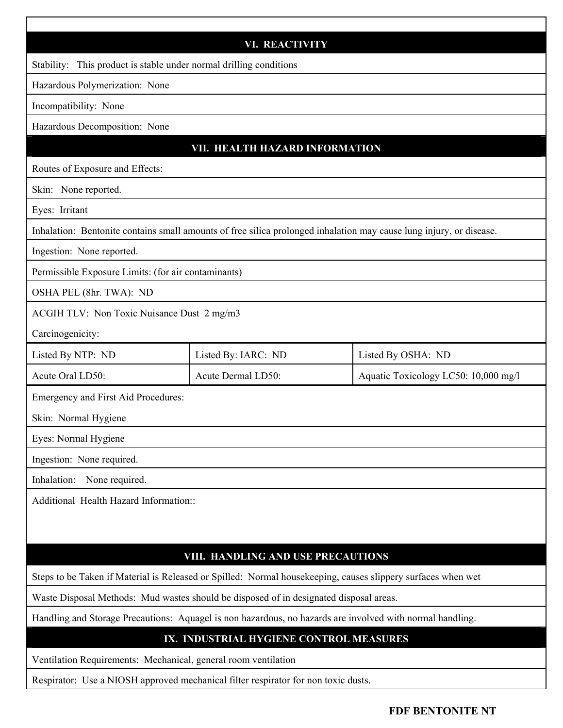## VI. REACTIVITY

Stability: This product is stable under normal drilling conditions

Hazardous Polymerization: None

Incompatibility: None

Hazardous Decomposition: None

## VII. HEALTH HAZARD INFORMATION

Routes of Exposure and Effects:

Skin: None reported.

Eyes: Irritant

Inhalation: Bentonite contains small amounts of free silica prolonged inhalation may cause lung injury, or disease.

Ingestion: None reported.

Permissible Exposure Limits: (for air contaminants)

OSHA PEL (8hr. TWA): ND

ACGIH TLV: Non Toxic Nuisance Dust 2 mg/m3

Carcinogenicity:

| Listed By NTP: ND | Listed By: IARC: ND | Listed By OSHA: ND |
| --- | --- | --- |
| Acute Oral LD50: | Acute Dermal LD50: | Aquatic Toxicology LC50: 10,000 mg/l |

Emergency and First Aid Procedures:

Skin: Normal Hygiene

Eyes: Normal Hygiene

Ingestion: None required.

Inhalation: None required.

Additional Health Hazard Information::

## VIII. HANDLING AND USE PRECAUTIONS

Steps to be Taken if Material is Released or Spilled: Normal housekeeping, causes slippery surfaces when wet

Waste Disposal Methods: Mud wastes should be disposed of in designated disposal areas.

Handling and Storage Precautions: Aquagel is non hazardous, no hazards are involved with normal handling.

## IX. INDUSTRIAL HYGIENE CONTROL MEASURES

Ventilation Requirements: Mechanical, general room ventilation

Respirator: Use a NIOSH approved mechanical filter respirator for non toxic dusts.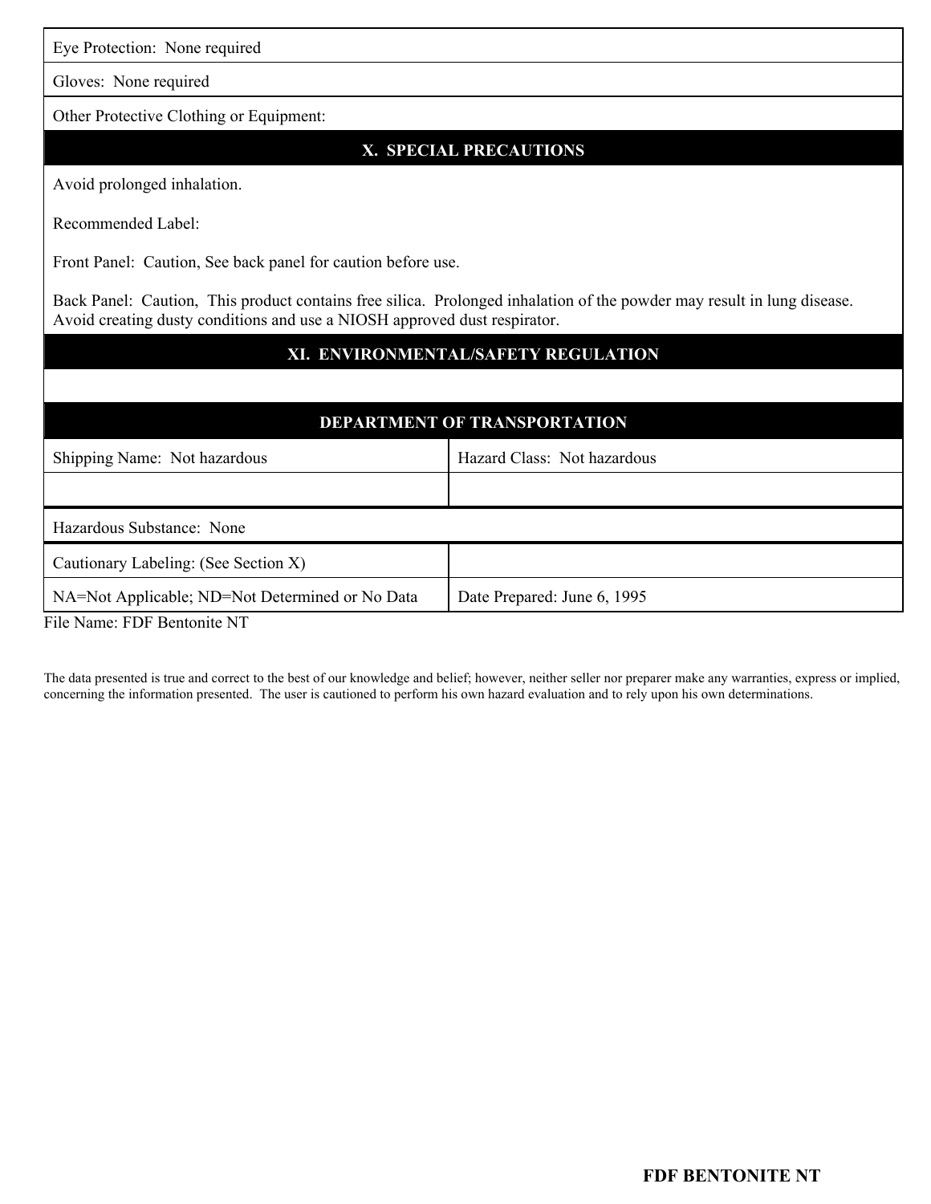Eye Protection: None required

Gloves: None required

Other Protective Clothing or Equipment:

## X. SPECIAL PRECAUTIONS

Avoid prolonged inhalation.

Recommended Label:

Front Panel: Caution, See back panel for caution before use.

Back Panel: Caution, This product contains free silica. Prolonged inhalation of the powder may result in lung disease. Avoid creating dusty conditions and use a NIOSH approved dust respirator.

## XI. ENVIRONMENTAL/SAFETY REGULATION

## DEPARTMENT OF TRANSPORTATION

| | |
|---|---|
| Shipping Name: Not hazardous | Hazard Class: Not hazardous |
| | |
| Hazardous Substance: None | |
| Cautionary Labeling: (See Section X) | |
| NA=Not Applicable; ND=Not Determined or No Data | Date Prepared: June 6, 1995 |

File Name: FDF Bentonite NT

The data presented is true and correct to the best of our knowledge and belief; however, neither seller nor preparer make any warranties, express or implied, concerning the information presented. The user is cautioned to perform his own hazard evaluation and to rely upon his own determinations.